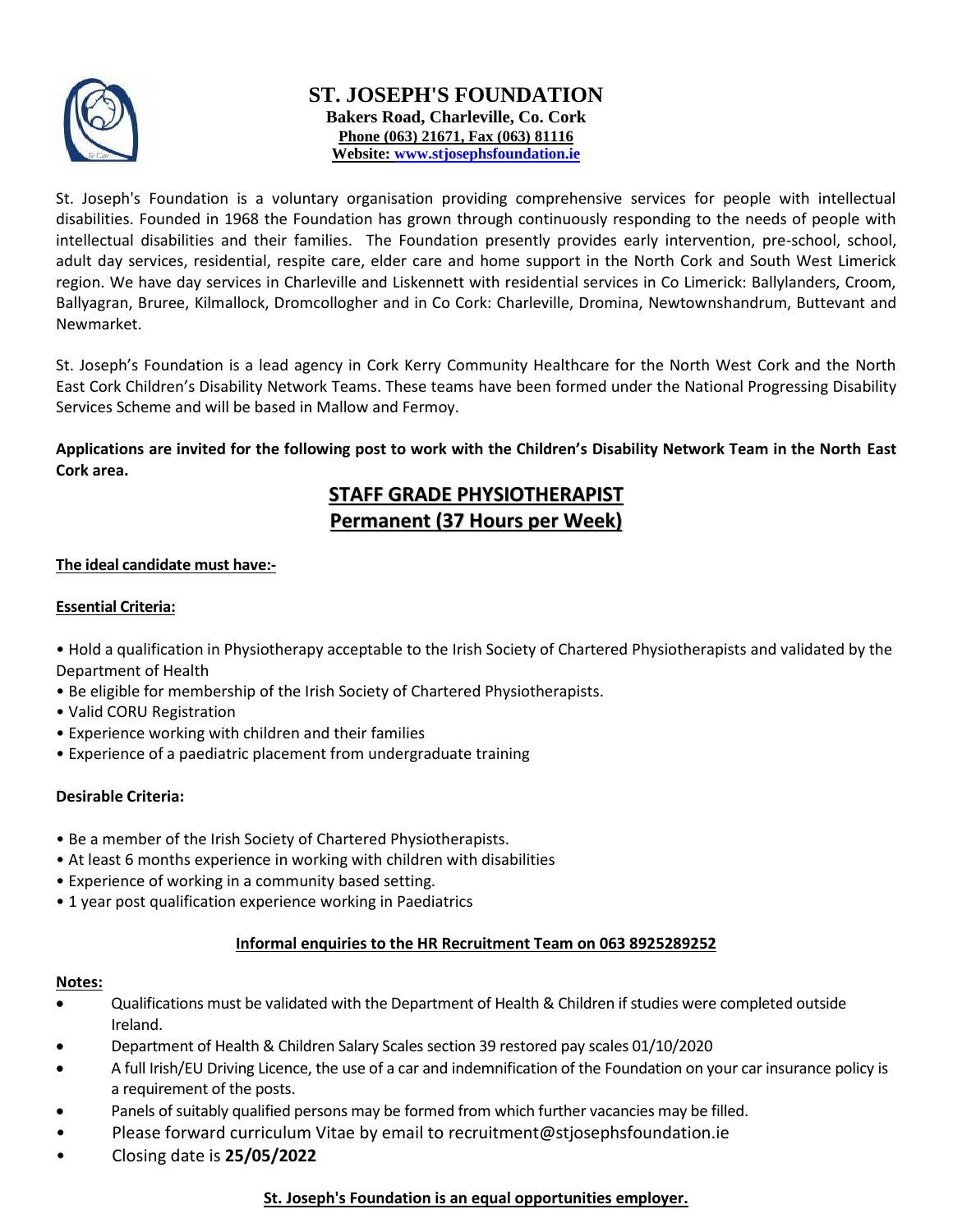# ST. JOSEPH'S FOUNDATION

**Bakers Road, Charleville, Co. Cork**
**Phone (063) 21671, Fax (063) 81116**
**Website: www.stjosephsfoundation.ie**

St. Joseph's Foundation is a voluntary organisation providing comprehensive services for people with intellectual disabilities. Founded in 1968 the Foundation has grown through continuously responding to the needs of people with intellectual disabilities and their families. The Foundation presently provides early intervention, pre-school, school, adult day services, residential, respite care, elder care and home support in the North Cork and South West Limerick region. We have day services in Charleville and Liskennett with residential services in Co Limerick: Ballylanders, Croom, Ballyagran, Bruree, Kilmallock, Dromcollogher and in Co Cork: Charleville, Dromina, Newtownshandrum, Buttevant and Newmarket.

St. Joseph's Foundation is a lead agency in Cork Kerry Community Healthcare for the North West Cork and the North East Cork Children's Disability Network Teams. These teams have been formed under the National Progressing Disability Services Scheme and will be based in Mallow and Fermoy.

**Applications are invited for the following post to work with the Children's Disability Network Team in the North East Cork area.**

## STAFF GRADE PHYSIOTHERAPIST
## Permanent (37 Hours per Week)

**The ideal candidate must have:-**

**Essential Criteria:**

- Hold a qualification in Physiotherapy acceptable to the Irish Society of Chartered Physiotherapists and validated by the Department of Health
- Be eligible for membership of the Irish Society of Chartered Physiotherapists.
- Valid CORU Registration
- Experience working with children and their families
- Experience of a paediatric placement from undergraduate training

**Desirable Criteria:**

- Be a member of the Irish Society of Chartered Physiotherapists.
- At least 6 months experience in working with children with disabilities
- Experience of working in a community based setting.
- 1 year post qualification experience working in Paediatrics

**Informal enquiries to the HR Recruitment Team on 063 8925289252**

**Notes:**

- Qualifications must be validated with the Department of Health & Children if studies were completed outside Ireland.
- Department of Health & Children Salary Scales section 39 restored pay scales 01/10/2020
- A full Irish/EU Driving Licence, the use of a car and indemnification of the Foundation on your car insurance policy is a requirement of the posts.
- Panels of suitably qualified persons may be formed from which further vacancies may be filled.
- Please forward curriculum Vitae by email to recruitment@stjosephsfoundation.ie
- Closing date is **25/05/2022**

**St. Joseph's Foundation is an equal opportunities employer.**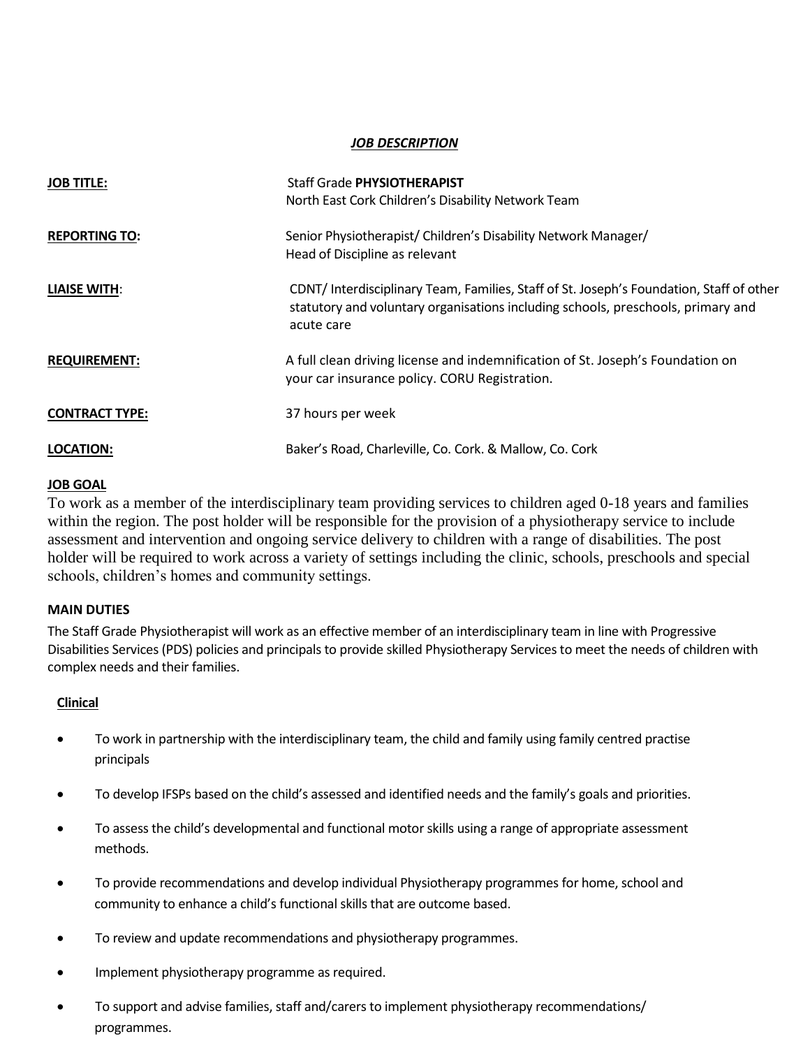***JOB DESCRIPTION***

| | |
|---|---|
| **JOB TITLE:** | Staff Grade **PHYSIOTHERAPIST**<br>North East Cork Children's Disability Network Team |
| **REPORTING TO:** | Senior Physiotherapist/ Children's Disability Network Manager/<br>Head of Discipline as relevant |
| **LIAISE WITH:** | CDNT/ Interdisciplinary Team, Families, Staff of St. Joseph's Foundation, Staff of other statutory and voluntary organisations including schools, preschools, primary and acute care |
| **REQUIREMENT:** | A full clean driving license and indemnification of St. Joseph's Foundation on your car insurance policy. CORU Registration. |
| **CONTRACT TYPE:** | 37 hours per week |
| **LOCATION:** | Baker's Road, Charleville, Co. Cork. & Mallow, Co. Cork |

**JOB GOAL**

To work as a member of the interdisciplinary team providing services to children aged 0-18 years and families within the region. The post holder will be responsible for the provision of a physiotherapy service to include assessment and intervention and ongoing service delivery to children with a range of disabilities. The post holder will be required to work across a variety of settings including the clinic, schools, preschools and special schools, children's homes and community settings.

**MAIN DUTIES**

The Staff Grade Physiotherapist will work as an effective member of an interdisciplinary team in line with Progressive Disabilities Services (PDS) policies and principals to provide skilled Physiotherapy Services to meet the needs of children with complex needs and their families.

**Clinical**

- To work in partnership with the interdisciplinary team, the child and family using family centred practise principals
- To develop IFSPs based on the child's assessed and identified needs and the family's goals and priorities.
- To assess the child's developmental and functional motor skills using a range of appropriate assessment methods.
- To provide recommendations and develop individual Physiotherapy programmes for home, school and community to enhance a child's functional skills that are outcome based.
- To review and update recommendations and physiotherapy programmes.
- Implement physiotherapy programme as required.
- To support and advise families, staff and/carers to implement physiotherapy recommendations/ programmes.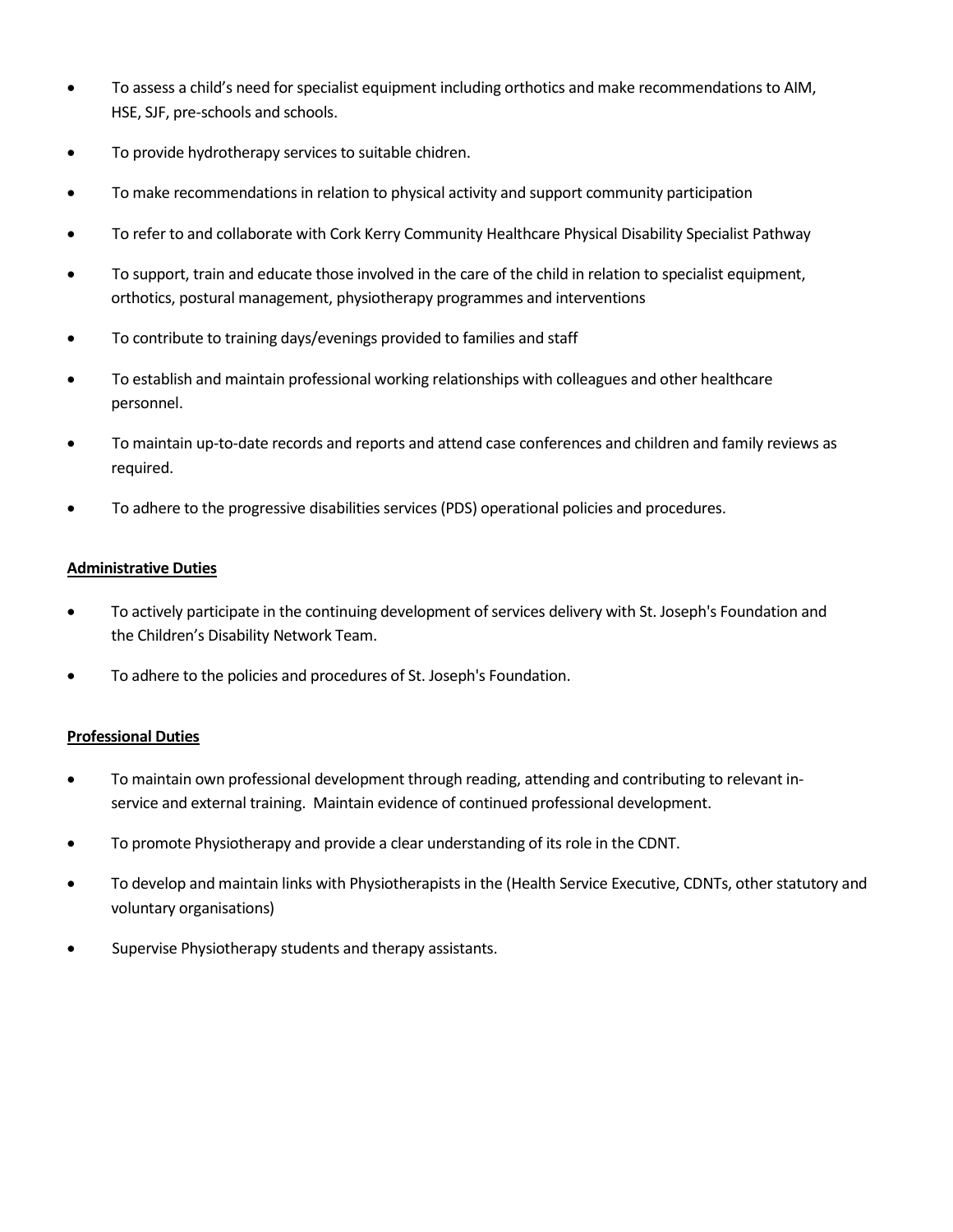- To assess a child's need for specialist equipment including orthotics and make recommendations to AIM, HSE, SJF, pre-schools and schools.
- To provide hydrotherapy services to suitable chidren.
- To make recommendations in relation to physical activity and support community participation
- To refer to and collaborate with Cork Kerry Community Healthcare Physical Disability Specialist Pathway
- To support, train and educate those involved in the care of the child in relation to specialist equipment, orthotics, postural management, physiotherapy programmes and interventions
- To contribute to training days/evenings provided to families and staff
- To establish and maintain professional working relationships with colleagues and other healthcare personnel.
- To maintain up-to-date records and reports and attend case conferences and children and family reviews as required.
- To adhere to the progressive disabilities services (PDS) operational policies and procedures.

**Administrative Duties**

- To actively participate in the continuing development of services delivery with St. Joseph's Foundation and the Children's Disability Network Team.
- To adhere to the policies and procedures of St. Joseph's Foundation.

**Professional Duties**

- To maintain own professional development through reading, attending and contributing to relevant in-service and external training. Maintain evidence of continued professional development.
- To promote Physiotherapy and provide a clear understanding of its role in the CDNT.
- To develop and maintain links with Physiotherapists in the (Health Service Executive, CDNTs, other statutory and voluntary organisations)
- Supervise Physiotherapy students and therapy assistants.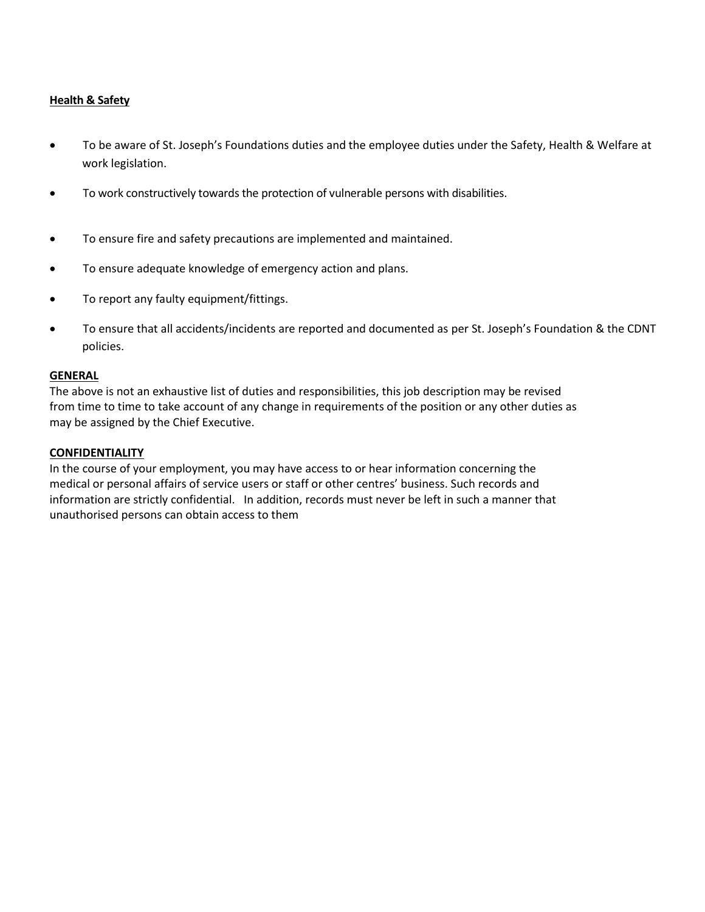**Health & Safety**

- To be aware of St. Joseph's Foundations duties and the employee duties under the Safety, Health & Welfare at work legislation.
- To work constructively towards the protection of vulnerable persons with disabilities.
- To ensure fire and safety precautions are implemented and maintained.
- To ensure adequate knowledge of emergency action and plans.
- To report any faulty equipment/fittings.
- To ensure that all accidents/incidents are reported and documented as per St. Joseph's Foundation & the CDNT policies.

**GENERAL**

The above is not an exhaustive list of duties and responsibilities, this job description may be revised from time to time to take account of any change in requirements of the position or any other duties as may be assigned by the Chief Executive.

**CONFIDENTIALITY**

In the course of your employment, you may have access to or hear information concerning the medical or personal affairs of service users or staff or other centres' business. Such records and information are strictly confidential. In addition, records must never be left in such a manner that unauthorised persons can obtain access to them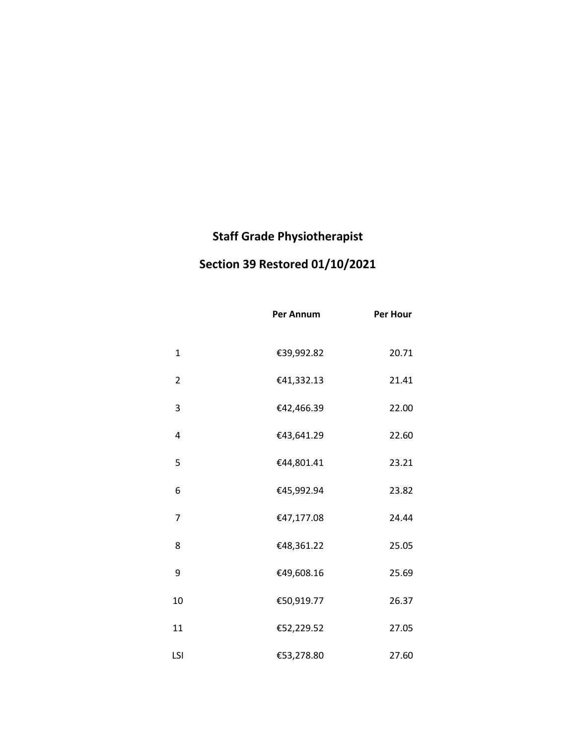## Staff Grade Physiotherapist

## Section 39 Restored 01/10/2021

| | Per Annum | Per Hour |
|---|---|---|
| 1 | €39,992.82 | 20.71 |
| 2 | €41,332.13 | 21.41 |
| 3 | €42,466.39 | 22.00 |
| 4 | €43,641.29 | 22.60 |
| 5 | €44,801.41 | 23.21 |
| 6 | €45,992.94 | 23.82 |
| 7 | €47,177.08 | 24.44 |
| 8 | €48,361.22 | 25.05 |
| 9 | €49,608.16 | 25.69 |
| 10 | €50,919.77 | 26.37 |
| 11 | €52,229.52 | 27.05 |
| LSI | €53,278.80 | 27.60 |